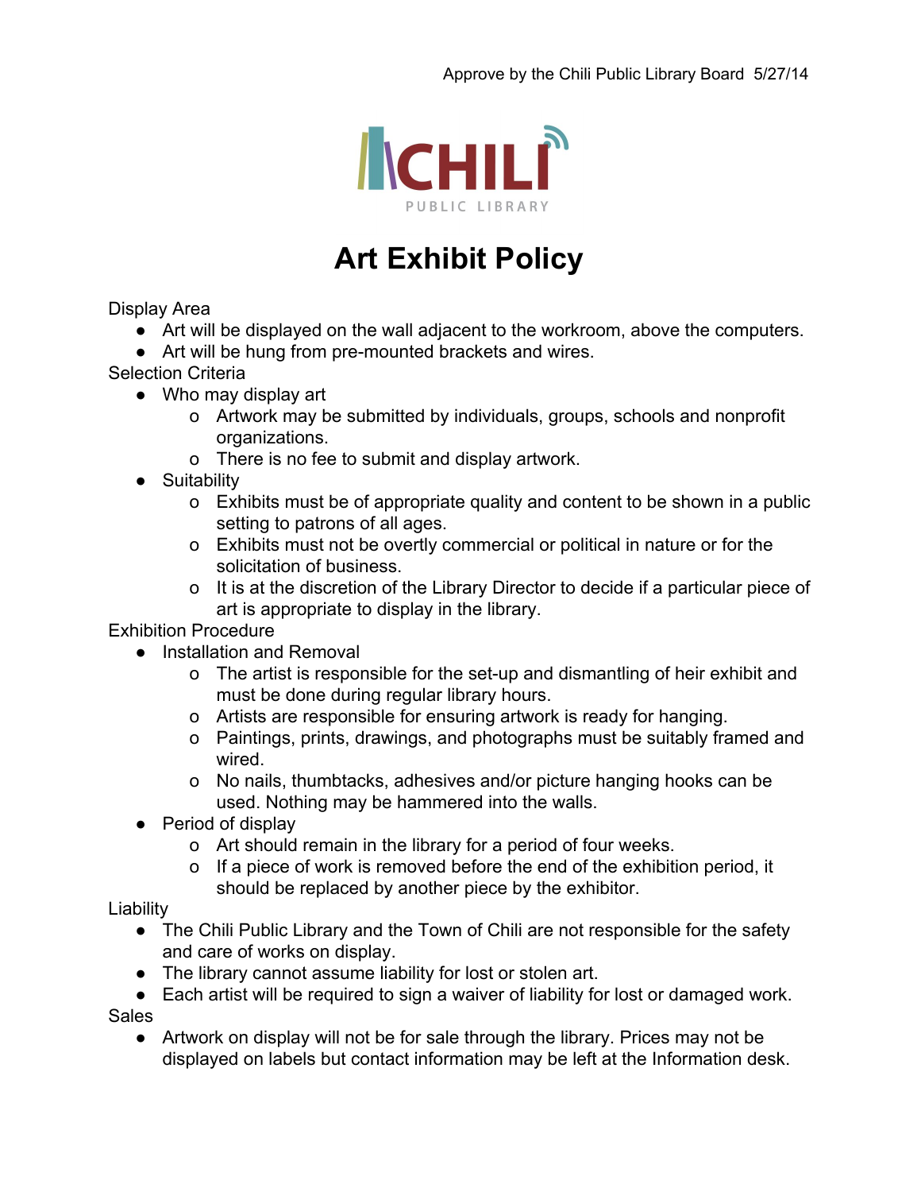Approve by the Chili Public Library Board 5/27/14

CHILI PUBLIC LIBRARY

# Art Exhibit Policy

Display Area

- Art will be displayed on the wall adjacent to the workroom, above the computers.
- Art will be hung from pre-mounted brackets and wires.

Selection Criteria

- Who may display art
  - Artwork may be submitted by individuals, groups, schools and nonprofit organizations.
  - There is no fee to submit and display artwork.
- Suitability
  - Exhibits must be of appropriate quality and content to be shown in a public setting to patrons of all ages.
  - Exhibits must not be overtly commercial or political in nature or for the solicitation of business.
  - It is at the discretion of the Library Director to decide if a particular piece of art is appropriate to display in the library.

Exhibition Procedure

- Installation and Removal
  - The artist is responsible for the set-up and dismantling of heir exhibit and must be done during regular library hours.
  - Artists are responsible for ensuring artwork is ready for hanging.
  - Paintings, prints, drawings, and photographs must be suitably framed and wired.
  - No nails, thumbtacks, adhesives and/or picture hanging hooks can be used. Nothing may be hammered into the walls.
- Period of display
  - Art should remain in the library for a period of four weeks.
  - If a piece of work is removed before the end of the exhibition period, it should be replaced by another piece by the exhibitor.

Liability

- The Chili Public Library and the Town of Chili are not responsible for the safety and care of works on display.
- The library cannot assume liability for lost or stolen art.
- Each artist will be required to sign a waiver of liability for lost or damaged work.

Sales

- Artwork on display will not be for sale through the library. Prices may not be displayed on labels but contact information may be left at the Information desk.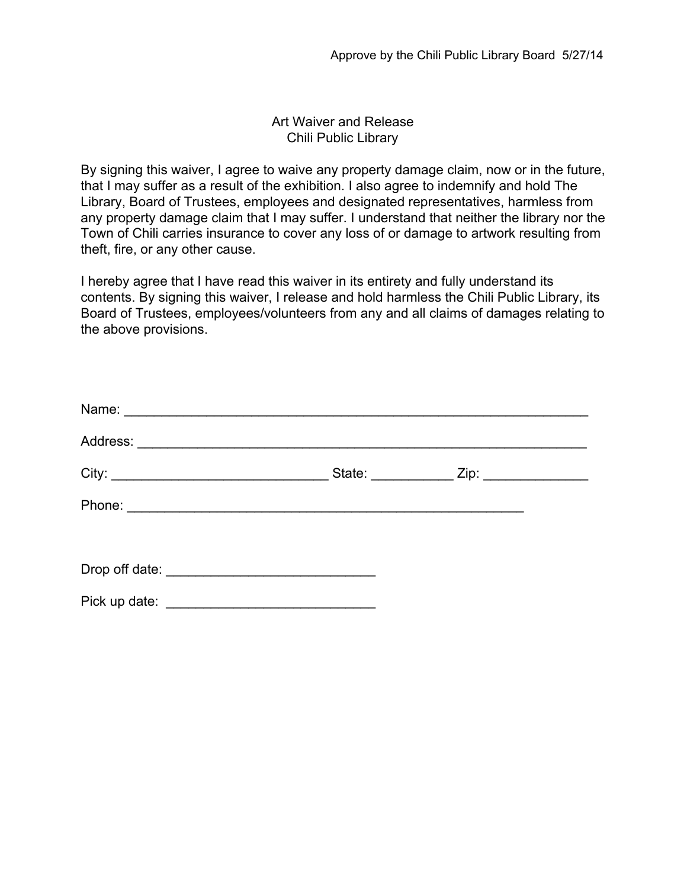Approve by the Chili Public Library Board 5/27/14

# Art Waiver and Release
## Chili Public Library

By signing this waiver, I agree to waive any property damage claim, now or in the future, that I may suffer as a result of the exhibition. I also agree to indemnify and hold The Library, Board of Trustees, employees and designated representatives, harmless from any property damage claim that I may suffer. I understand that neither the library nor the Town of Chili carries insurance to cover any loss of or damage to artwork resulting from theft, fire, or any other cause.

I hereby agree that I have read this waiver in its entirety and fully understand its contents. By signing this waiver, I release and hold harmless the Chili Public Library, its Board of Trustees, employees/volunteers from any and all claims of damages relating to the above provisions.

Name: ________________________________________________________________

Address: ______________________________________________________________

City: _____________________________ State: ___________ Zip: ______________

Phone: ______________________________________________________

Drop off date: ____________________________

Pick up date: ____________________________